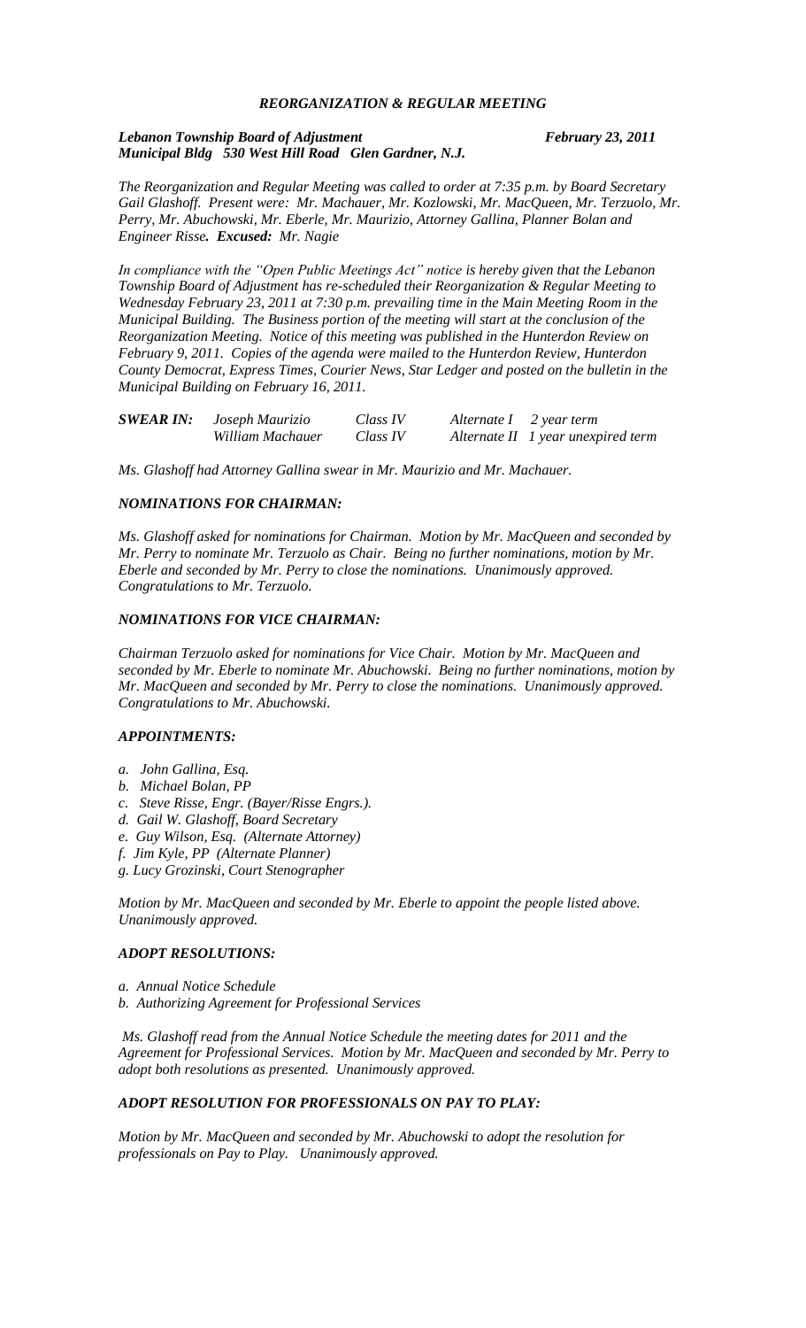## *REORGANIZATION & REGULAR MEETING*

***Lebanon Township Board of Adjustment*** ***February 23, 2011***
***Municipal Bldg 530 West Hill Road Glen Gardner, N.J.***

*The Reorganization and Regular Meeting was called to order at 7:35 p.m. by Board Secretary Gail Glashoff. Present were: Mr. Machauer, Mr. Kozlowski, Mr. MacQueen, Mr. Terzuolo, Mr. Perry, Mr. Abuchowski, Mr. Eberle, Mr. Maurizio, Attorney Gallina, Planner Bolan and Engineer Risse. **Excused:** Mr. Nagie*

*In compliance with the "Open Public Meetings Act" notice is hereby given that the Lebanon Township Board of Adjustment has re-scheduled their Reorganization & Regular Meeting to Wednesday February 23, 2011 at 7:30 p.m. prevailing time in the Main Meeting Room in the Municipal Building. The Business portion of the meeting will start at the conclusion of the Reorganization Meeting. Notice of this meeting was published in the Hunterdon Review on February 9, 2011. Copies of the agenda were mailed to the Hunterdon Review, Hunterdon County Democrat, Express Times, Courier News, Star Ledger and posted on the bulletin in the Municipal Building on February 16, 2011.*

| ***SWEAR IN:*** | *Joseph Maurizio* | *Class IV* | *Alternate I* | *2 year term* |
|---|---|---|---|---|
| | *William Machauer* | *Class IV* | *Alternate II* | *1 year unexpired term* |

*Ms. Glashoff had Attorney Gallina swear in Mr. Maurizio and Mr. Machauer.*

### *NOMINATIONS FOR CHAIRMAN:*

*Ms. Glashoff asked for nominations for Chairman. Motion by Mr. MacQueen and seconded by Mr. Perry to nominate Mr. Terzuolo as Chair. Being no further nominations, motion by Mr. Eberle and seconded by Mr. Perry to close the nominations. Unanimously approved. Congratulations to Mr. Terzuolo.*

### *NOMINATIONS FOR VICE CHAIRMAN:*

*Chairman Terzuolo asked for nominations for Vice Chair. Motion by Mr. MacQueen and seconded by Mr. Eberle to nominate Mr. Abuchowski. Being no further nominations, motion by Mr. MacQueen and seconded by Mr. Perry to close the nominations. Unanimously approved. Congratulations to Mr. Abuchowski.*

### *APPOINTMENTS:*

*a. John Gallina, Esq.*
*b. Michael Bolan, PP*
*c. Steve Risse, Engr. (Bayer/Risse Engrs.).*
*d. Gail W. Glashoff, Board Secretary*
*e. Guy Wilson, Esq. (Alternate Attorney)*
*f. Jim Kyle, PP (Alternate Planner)*
*g. Lucy Grozinski, Court Stenographer*

*Motion by Mr. MacQueen and seconded by Mr. Eberle to appoint the people listed above. Unanimously approved.*

### *ADOPT RESOLUTIONS:*

*a. Annual Notice Schedule*
*b. Authorizing Agreement for Professional Services*

*Ms. Glashoff read from the Annual Notice Schedule the meeting dates for 2011 and the Agreement for Professional Services. Motion by Mr. MacQueen and seconded by Mr. Perry to adopt both resolutions as presented. Unanimously approved.*

### *ADOPT RESOLUTION FOR PROFESSIONALS ON PAY TO PLAY:*

*Motion by Mr. MacQueen and seconded by Mr. Abuchowski to adopt the resolution for professionals on Pay to Play. Unanimously approved.*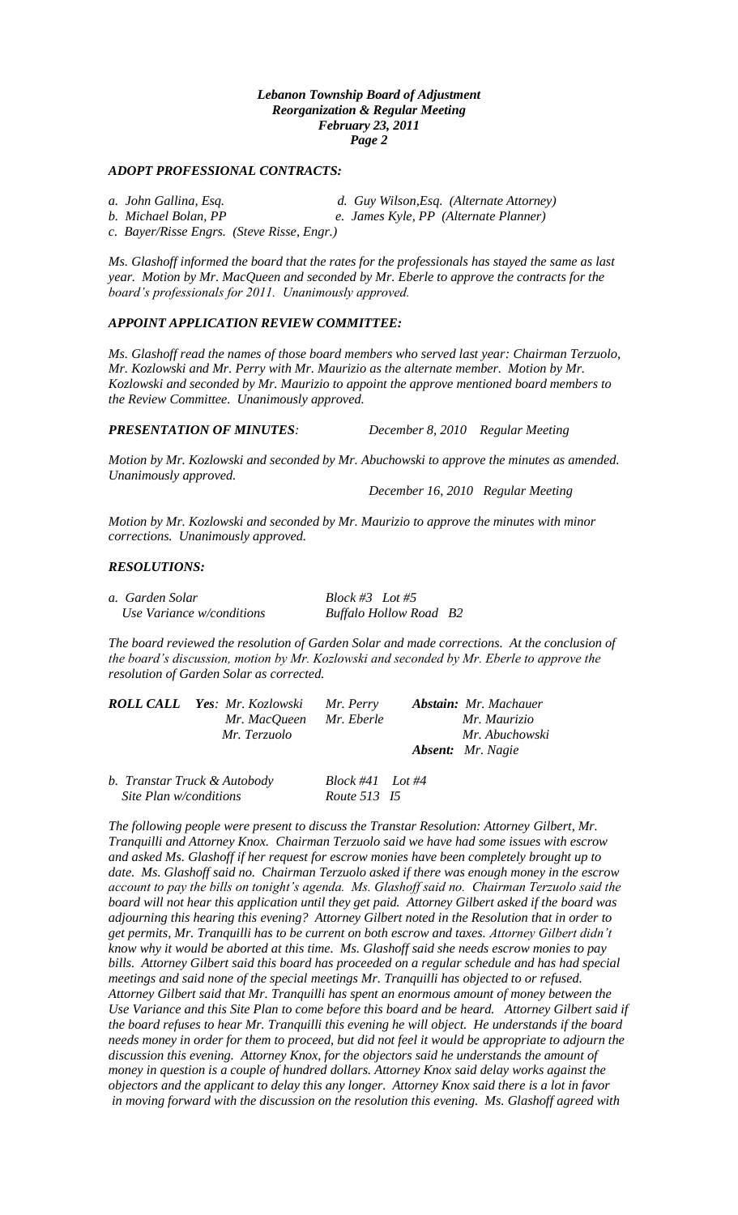### *ADOPT PROFESSIONAL CONTRACTS:*

*a. John Gallina, Esq.*
*b. Michael Bolan, PP*
*c. Bayer/Risse Engrs. (Steve Risse, Engr.)*
*d. Guy Wilson,Esq. (Alternate Attorney)*
*e. James Kyle, PP (Alternate Planner)*

*Ms. Glashoff informed the board that the rates for the professionals has stayed the same as last year. Motion by Mr. MacQueen and seconded by Mr. Eberle to approve the contracts for the board's professionals for 2011. Unanimously approved.*

### *APPOINT APPLICATION REVIEW COMMITTEE:*

*Ms. Glashoff read the names of those board members who served last year: Chairman Terzuolo, Mr. Kozlowski and Mr. Perry with Mr. Maurizio as the alternate member. Motion by Mr. Kozlowski and seconded by Mr. Maurizio to appoint the approve mentioned board members to the Review Committee. Unanimously approved.*

### *PRESENTATION OF MINUTES:* *December 8, 2010 Regular Meeting*

*Motion by Mr. Kozlowski and seconded by Mr. Abuchowski to approve the minutes as amended. Unanimously approved.*

*December 16, 2010 Regular Meeting*

*Motion by Mr. Kozlowski and seconded by Mr. Maurizio to approve the minutes with minor corrections. Unanimously approved.*

### *RESOLUTIONS:*

*a. Garden Solar* *Block #3 Lot #5*
*Use Variance w/conditions* *Buffalo Hollow Road B2*

*The board reviewed the resolution of Garden Solar and made corrections. At the conclusion of the board's discussion, motion by Mr. Kozlowski and seconded by Mr. Eberle to approve the resolution of Garden Solar as corrected.*

***ROLL CALL*** ***Yes****: Mr. Kozlowski, Mr. Perry, Mr. MacQueen, Mr. Eberle, Mr. Terzuolo*
***Abstain:*** *Mr. Machauer, Mr. Maurizio, Mr. Abuchowski*
***Absent:*** *Mr. Nagie*

*b. Transtar Truck & Autobody* *Block #41 Lot #4*
*Site Plan w/conditions* *Route 513 I5*

*The following people were present to discuss the Transtar Resolution: Attorney Gilbert, Mr. Tranquilli and Attorney Knox. Chairman Terzuolo said we have had some issues with escrow and asked Ms. Glashoff if her request for escrow monies have been completely brought up to date. Ms. Glashoff said no. Chairman Terzuolo asked if there was enough money in the escrow account to pay the bills on tonight's agenda. Ms. Glashoff said no. Chairman Terzuolo said the board will not hear this application until they get paid. Attorney Gilbert asked if the board was adjourning this hearing this evening? Attorney Gilbert noted in the Resolution that in order to get permits, Mr. Tranquilli has to be current on both escrow and taxes. Attorney Gilbert didn't know why it would be aborted at this time. Ms. Glashoff said she needs escrow monies to pay bills. Attorney Gilbert said this board has proceeded on a regular schedule and has had special meetings and said none of the special meetings Mr. Tranquilli has objected to or refused. Attorney Gilbert said that Mr. Tranquilli has spent an enormous amount of money between the Use Variance and this Site Plan to come before this board and be heard. Attorney Gilbert said if the board refuses to hear Mr. Tranquilli this evening he will object. He understands if the board needs money in order for them to proceed, but did not feel it would be appropriate to adjourn the discussion this evening. Attorney Knox, for the objectors said he understands the amount of money in question is a couple of hundred dollars. Attorney Knox said delay works against the objectors and the applicant to delay this any longer. Attorney Knox said there is a lot in favor in moving forward with the discussion on the resolution this evening. Ms. Glashoff agreed with*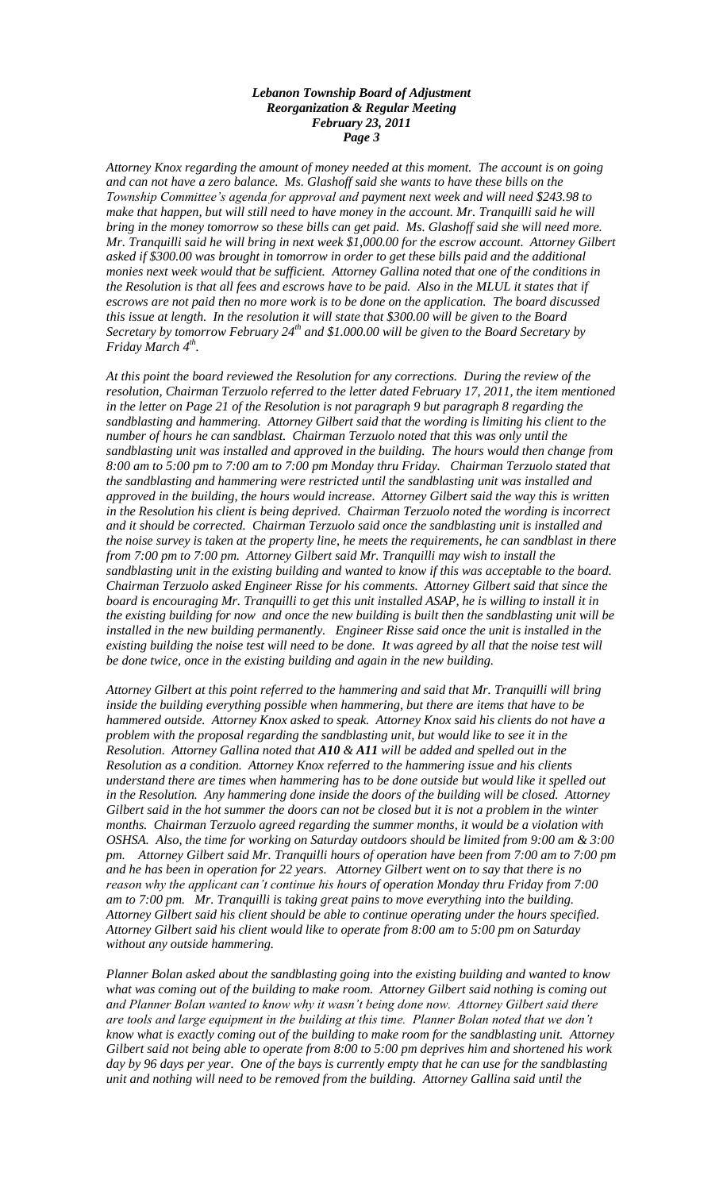*Attorney Knox regarding the amount of money needed at this moment. The account is on going and can not have a zero balance. Ms. Glashoff said she wants to have these bills on the Township Committee's agenda for approval and payment next week and will need $243.98 to make that happen, but will still need to have money in the account. Mr. Tranquilli said he will bring in the money tomorrow so these bills can get paid. Ms. Glashoff said she will need more. Mr. Tranquilli said he will bring in next week $1,000.00 for the escrow account. Attorney Gilbert asked if $300.00 was brought in tomorrow in order to get these bills paid and the additional monies next week would that be sufficient. Attorney Gallina noted that one of the conditions in the Resolution is that all fees and escrows have to be paid. Also in the MLUL it states that if escrows are not paid then no more work is to be done on the application. The board discussed this issue at length. In the resolution it will state that $300.00 will be given to the Board Secretary by tomorrow February 24th and $1.000.00 will be given to the Board Secretary by Friday March 4th.*

*At this point the board reviewed the Resolution for any corrections. During the review of the resolution, Chairman Terzuolo referred to the letter dated February 17, 2011, the item mentioned in the letter on Page 21 of the Resolution is not paragraph 9 but paragraph 8 regarding the sandblasting and hammering. Attorney Gilbert said that the wording is limiting his client to the number of hours he can sandblast. Chairman Terzuolo noted that this was only until the sandblasting unit was installed and approved in the building. The hours would then change from 8:00 am to 5:00 pm to 7:00 am to 7:00 pm Monday thru Friday. Chairman Terzuolo stated that the sandblasting and hammering were restricted until the sandblasting unit was installed and approved in the building, the hours would increase. Attorney Gilbert said the way this is written in the Resolution his client is being deprived. Chairman Terzuolo noted the wording is incorrect and it should be corrected. Chairman Terzuolo said once the sandblasting unit is installed and the noise survey is taken at the property line, he meets the requirements, he can sandblast in there from 7:00 pm to 7:00 pm. Attorney Gilbert said Mr. Tranquilli may wish to install the sandblasting unit in the existing building and wanted to know if this was acceptable to the board. Chairman Terzuolo asked Engineer Risse for his comments. Attorney Gilbert said that since the board is encouraging Mr. Tranquilli to get this unit installed ASAP, he is willing to install it in the existing building for now and once the new building is built then the sandblasting unit will be installed in the new building permanently. Engineer Risse said once the unit is installed in the existing building the noise test will need to be done. It was agreed by all that the noise test will be done twice, once in the existing building and again in the new building.*

*Attorney Gilbert at this point referred to the hammering and said that Mr. Tranquilli will bring inside the building everything possible when hammering, but there are items that have to be hammered outside. Attorney Knox asked to speak. Attorney Knox said his clients do not have a problem with the proposal regarding the sandblasting unit, but would like to see it in the Resolution. Attorney Gallina noted that **A10 & A11** will be added and spelled out in the Resolution as a condition. Attorney Knox referred to the hammering issue and his clients understand there are times when hammering has to be done outside but would like it spelled out in the Resolution. Any hammering done inside the doors of the building will be closed. Attorney Gilbert said in the hot summer the doors can not be closed but it is not a problem in the winter months. Chairman Terzuolo agreed regarding the summer months, it would be a violation with OSHSA. Also, the time for working on Saturday outdoors should be limited from 9:00 am & 3:00 pm. Attorney Gilbert said Mr. Tranquilli hours of operation have been from 7:00 am to 7:00 pm and he has been in operation for 22 years. Attorney Gilbert went on to say that there is no reason why the applicant can't continue his hours of operation Monday thru Friday from 7:00 am to 7:00 pm. Mr. Tranquilli is taking great pains to move everything into the building. Attorney Gilbert said his client should be able to continue operating under the hours specified. Attorney Gilbert said his client would like to operate from 8:00 am to 5:00 pm on Saturday without any outside hammering.*

*Planner Bolan asked about the sandblasting going into the existing building and wanted to know what was coming out of the building to make room. Attorney Gilbert said nothing is coming out and Planner Bolan wanted to know why it wasn't being done now. Attorney Gilbert said there are tools and large equipment in the building at this time. Planner Bolan noted that we don't know what is exactly coming out of the building to make room for the sandblasting unit. Attorney Gilbert said not being able to operate from 8:00 to 5:00 pm deprives him and shortened his work day by 96 days per year. One of the bays is currently empty that he can use for the sandblasting unit and nothing will need to be removed from the building. Attorney Gallina said until the*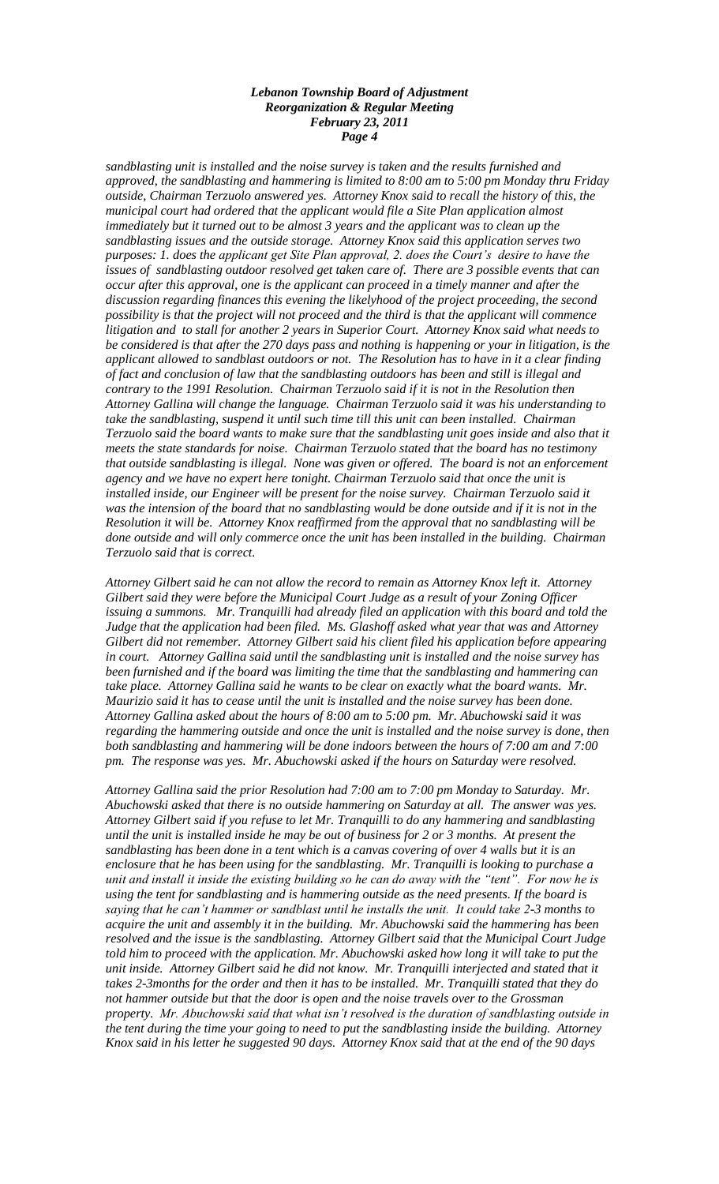*sandblasting unit is installed and the noise survey is taken and the results furnished and approved, the sandblasting and hammering is limited to 8:00 am to 5:00 pm Monday thru Friday outside, Chairman Terzuolo answered yes. Attorney Knox said to recall the history of this, the municipal court had ordered that the applicant would file a Site Plan application almost immediately but it turned out to be almost 3 years and the applicant was to clean up the sandblasting issues and the outside storage. Attorney Knox said this application serves two purposes: 1. does the applicant get Site Plan approval, 2. does the Court's desire to have the issues of sandblasting outdoor resolved get taken care of. There are 3 possible events that can occur after this approval, one is the applicant can proceed in a timely manner and after the discussion regarding finances this evening the likelyhood of the project proceeding, the second possibility is that the project will not proceed and the third is that the applicant will commence litigation and to stall for another 2 years in Superior Court. Attorney Knox said what needs to be considered is that after the 270 days pass and nothing is happening or your in litigation, is the applicant allowed to sandblast outdoors or not. The Resolution has to have in it a clear finding of fact and conclusion of law that the sandblasting outdoors has been and still is illegal and contrary to the 1991 Resolution. Chairman Terzuolo said if it is not in the Resolution then Attorney Gallina will change the language. Chairman Terzuolo said it was his understanding to take the sandblasting, suspend it until such time till this unit can been installed. Chairman Terzuolo said the board wants to make sure that the sandblasting unit goes inside and also that it meets the state standards for noise. Chairman Terzuolo stated that the board has no testimony that outside sandblasting is illegal. None was given or offered. The board is not an enforcement agency and we have no expert here tonight. Chairman Terzuolo said that once the unit is installed inside, our Engineer will be present for the noise survey. Chairman Terzuolo said it was the intension of the board that no sandblasting would be done outside and if it is not in the Resolution it will be. Attorney Knox reaffirmed from the approval that no sandblasting will be done outside and will only commerce once the unit has been installed in the building. Chairman Terzuolo said that is correct.*

*Attorney Gilbert said he can not allow the record to remain as Attorney Knox left it. Attorney Gilbert said they were before the Municipal Court Judge as a result of your Zoning Officer issuing a summons. Mr. Tranquilli had already filed an application with this board and told the Judge that the application had been filed. Ms. Glashoff asked what year that was and Attorney Gilbert did not remember. Attorney Gilbert said his client filed his application before appearing in court. Attorney Gallina said until the sandblasting unit is installed and the noise survey has been furnished and if the board was limiting the time that the sandblasting and hammering can take place. Attorney Gallina said he wants to be clear on exactly what the board wants. Mr. Maurizio said it has to cease until the unit is installed and the noise survey has been done. Attorney Gallina asked about the hours of 8:00 am to 5:00 pm. Mr. Abuchowski said it was regarding the hammering outside and once the unit is installed and the noise survey is done, then both sandblasting and hammering will be done indoors between the hours of 7:00 am and 7:00 pm. The response was yes. Mr. Abuchowski asked if the hours on Saturday were resolved.*

*Attorney Gallina said the prior Resolution had 7:00 am to 7:00 pm Monday to Saturday. Mr. Abuchowski asked that there is no outside hammering on Saturday at all. The answer was yes. Attorney Gilbert said if you refuse to let Mr. Tranquilli to do any hammering and sandblasting until the unit is installed inside he may be out of business for 2 or 3 months. At present the sandblasting has been done in a tent which is a canvas covering of over 4 walls but it is an enclosure that he has been using for the sandblasting. Mr. Tranquilli is looking to purchase a unit and install it inside the existing building so he can do away with the "tent". For now he is using the tent for sandblasting and is hammering outside as the need presents. If the board is saying that he can't hammer or sandblast until he installs the unit. It could take 2-3 months to acquire the unit and assembly it in the building. Mr. Abuchowski said the hammering has been resolved and the issue is the sandblasting. Attorney Gilbert said that the Municipal Court Judge told him to proceed with the application. Mr. Abuchowski asked how long it will take to put the unit inside. Attorney Gilbert said he did not know. Mr. Tranquilli interjected and stated that it takes 2-3months for the order and then it has to be installed. Mr. Tranquilli stated that they do not hammer outside but that the door is open and the noise travels over to the Grossman property. Mr. Abuchowski said that what isn't resolved is the duration of sandblasting outside in the tent during the time your going to need to put the sandblasting inside the building. Attorney Knox said in his letter he suggested 90 days. Attorney Knox said that at the end of the 90 days*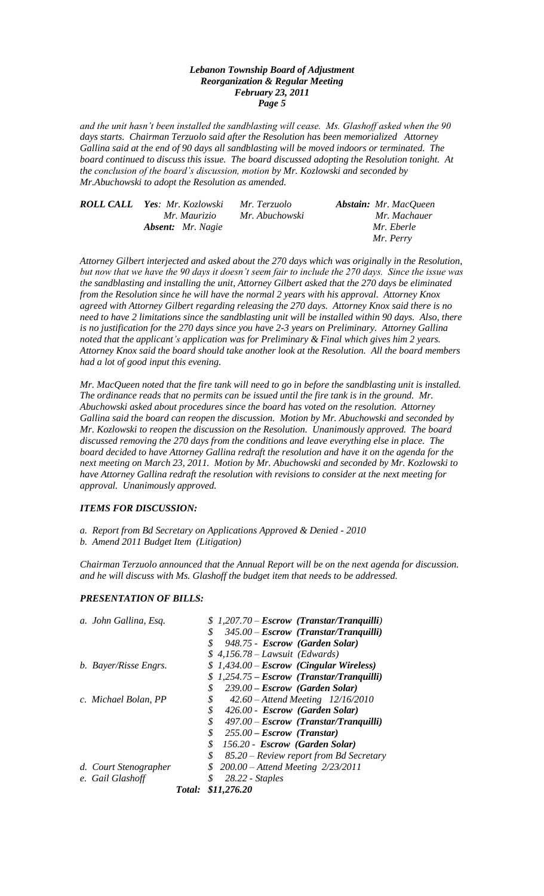*and the unit hasn't been installed the sandblasting will cease. Ms. Glashoff asked when the 90 days starts. Chairman Terzuolo said after the Resolution has been memorialized Attorney Gallina said at the end of 90 days all sandblasting will be moved indoors or terminated. The board continued to discuss this issue. The board discussed adopting the Resolution tonight. At the conclusion of the board's discussion, motion by Mr. Kozlowski and seconded by Mr.Abuchowski to adopt the Resolution as amended.*

| ***ROLL CALL*** | ***Yes**: Mr. Kozlowski* | *Mr. Terzuolo* | ***Abstain:** Mr. MacQueen* |
|---|---|---|---|
| | *Mr. Maurizio* | *Mr. Abuchowski* | *Mr. Machauer* |
| | ***Absent:** Mr. Nagie* | | *Mr. Eberle* |
| | | | *Mr. Perry* |

*Attorney Gilbert interjected and asked about the 270 days which was originally in the Resolution, but now that we have the 90 days it doesn't seem fair to include the 270 days. Since the issue was the sandblasting and installing the unit, Attorney Gilbert asked that the 270 days be eliminated from the Resolution since he will have the normal 2 years with his approval. Attorney Knox agreed with Attorney Gilbert regarding releasing the 270 days. Attorney Knox said there is no need to have 2 limitations since the sandblasting unit will be installed within 90 days. Also, there is no justification for the 270 days since you have 2-3 years on Preliminary. Attorney Gallina noted that the applicant's application was for Preliminary & Final which gives him 2 years. Attorney Knox said the board should take another look at the Resolution. All the board members had a lot of good input this evening.*

*Mr. MacQueen noted that the fire tank will need to go in before the sandblasting unit is installed. The ordinance reads that no permits can be issued until the fire tank is in the ground. Mr. Abuchowski asked about procedures since the board has voted on the resolution. Attorney Gallina said the board can reopen the discussion. Motion by Mr. Abuchowski and seconded by Mr. Kozlowski to reopen the discussion on the Resolution. Unanimously approved. The board discussed removing the 270 days from the conditions and leave everything else in place. The board decided to have Attorney Gallina redraft the resolution and have it on the agenda for the next meeting on March 23, 2011. Motion by Mr. Abuchowski and seconded by Mr. Kozlowski to have Attorney Gallina redraft the resolution with revisions to consider at the next meeting for approval. Unanimously approved.*

### *ITEMS FOR DISCUSSION:*

*a. Report from Bd Secretary on Applications Approved & Denied - 2010*
*b. Amend 2011 Budget Item (Litigation)*

*Chairman Terzuolo announced that the Annual Report will be on the next agenda for discussion. and he will discuss with Ms. Glashoff the budget item that needs to be addressed.*

### *PRESENTATION OF BILLS:*

| | |
|---|---|
| *a. John Gallina, Esq.* | *$ 1,207.70 – **Escrow (Transtar/Tranquilli)*** |
| | *$ 345.00 – **Escrow (Transtar/Tranquilli)*** |
| | *$ 948.75 - **Escrow (Garden Solar)*** |
| | *$ 4,156.78 – Lawsuit (Edwards)* |
| *b. Bayer/Risse Engrs.* | *$ 1,434.00 – **Escrow (Cingular Wireless)*** |
| | *$ 1,254.75 – **Escrow (Transtar/Tranquilli)*** |
| | *$ 239.00 – **Escrow (Garden Solar)*** |
| *c. Michael Bolan, PP* | *$ 42.60 – Attend Meeting 12/16/2010* |
| | *$ 426.00 - **Escrow (Garden Solar)*** |
| | *$ 497.00 – **Escrow (Transtar/Tranquilli)*** |
| | *$ 255.00 – **Escrow (Transtar)*** |
| | *$ 156.20 - **Escrow (Garden Solar)*** |
| | *$ 85.20 – Review report from Bd Secretary* |
| *d. Court Stenographer* | *$ 200.00 – Attend Meeting 2/23/2011* |
| *e. Gail Glashoff* | *$ 28.22 - Staples* |
| ***Total:*** | ***$11,276.20*** |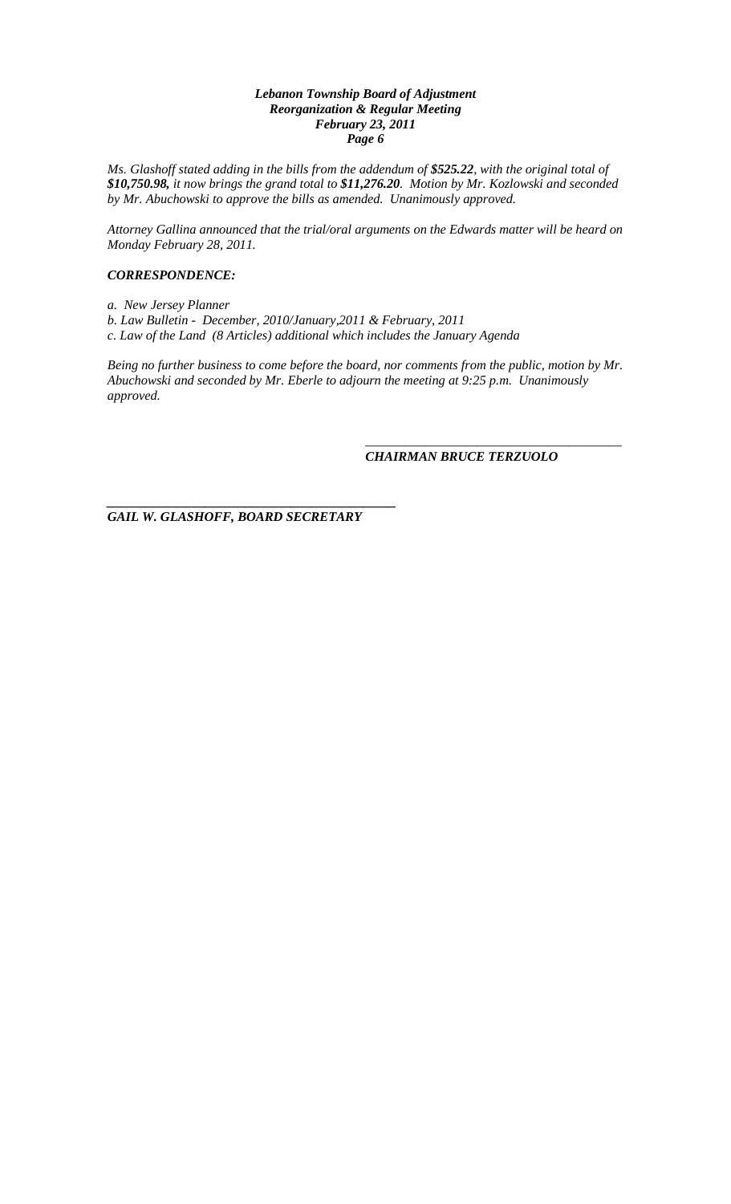*Ms. Glashoff stated adding in the bills from the addendum of **$525.22**, with the original total of **$10,750.98,** it now brings the grand total to **$11,276.20**. Motion by Mr. Kozlowski and seconded by Mr. Abuchowski to approve the bills as amended. Unanimously approved.*

*Attorney Gallina announced that the trial/oral arguments on the Edwards matter will be heard on Monday February 28, 2011.*

***CORRESPONDENCE:***

*a. New Jersey Planner*
*b. Law Bulletin - December, 2010/January,2011 & February, 2011*
*c. Law of the Land (8 Articles) additional which includes the January Agenda*

*Being no further business to come before the board, nor comments from the public, motion by Mr. Abuchowski and seconded by Mr. Eberle to adjourn the meeting at 9:25 p.m. Unanimously approved.*

\_\_\_\_\_\_\_\_\_\_\_\_\_\_\_\_\_\_\_\_\_\_\_\_\_\_\_\_\_\_\_\_\_\_\_\_\_\_
***CHAIRMAN BRUCE TERZUOLO***

\_\_\_\_\_\_\_\_\_\_\_\_\_\_\_\_\_\_\_\_\_\_\_\_\_\_\_\_\_\_\_\_\_\_\_\_\_\_
***GAIL W. GLASHOFF, BOARD SECRETARY***